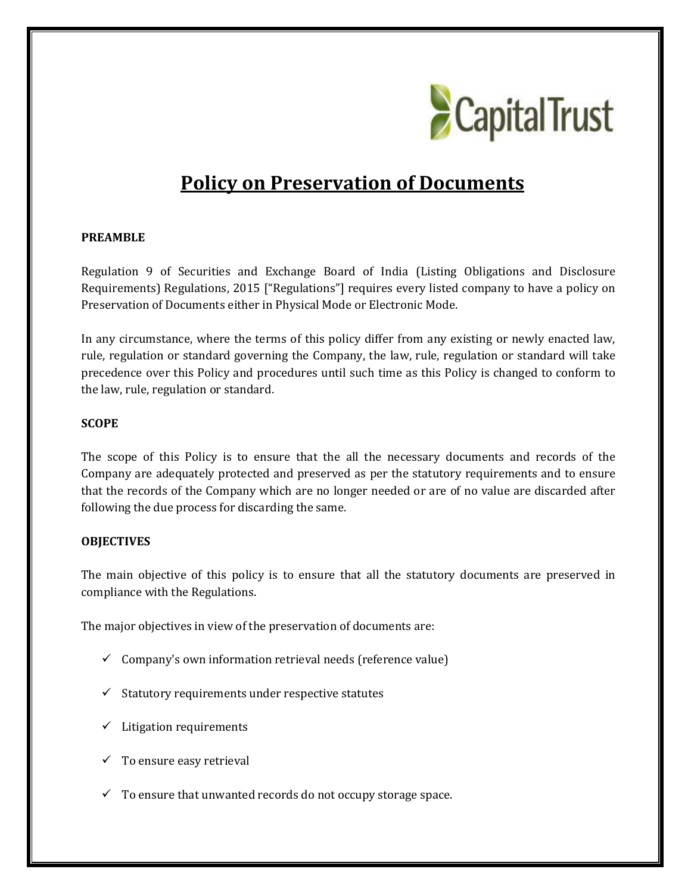# Policy on Preservation of Documents

**PREAMBLE**

Regulation 9 of Securities and Exchange Board of India (Listing Obligations and Disclosure Requirements) Regulations, 2015 ["Regulations"] requires every listed company to have a policy on Preservation of Documents either in Physical Mode or Electronic Mode.

In any circumstance, where the terms of this policy differ from any existing or newly enacted law, rule, regulation or standard governing the Company, the law, rule, regulation or standard will take precedence over this Policy and procedures until such time as this Policy is changed to conform to the law, rule, regulation or standard.

**SCOPE**

The scope of this Policy is to ensure that the all the necessary documents and records of the Company are adequately protected and preserved as per the statutory requirements and to ensure that the records of the Company which are no longer needed or are of no value are discarded after following the due process for discarding the same.

**OBJECTIVES**

The main objective of this policy is to ensure that all the statutory documents are preserved in compliance with the Regulations.

The major objectives in view of the preservation of documents are:

- ✓ Company's own information retrieval needs (reference value)
- ✓ Statutory requirements under respective statutes
- ✓ Litigation requirements
- ✓ To ensure easy retrieval
- ✓ To ensure that unwanted records do not occupy storage space.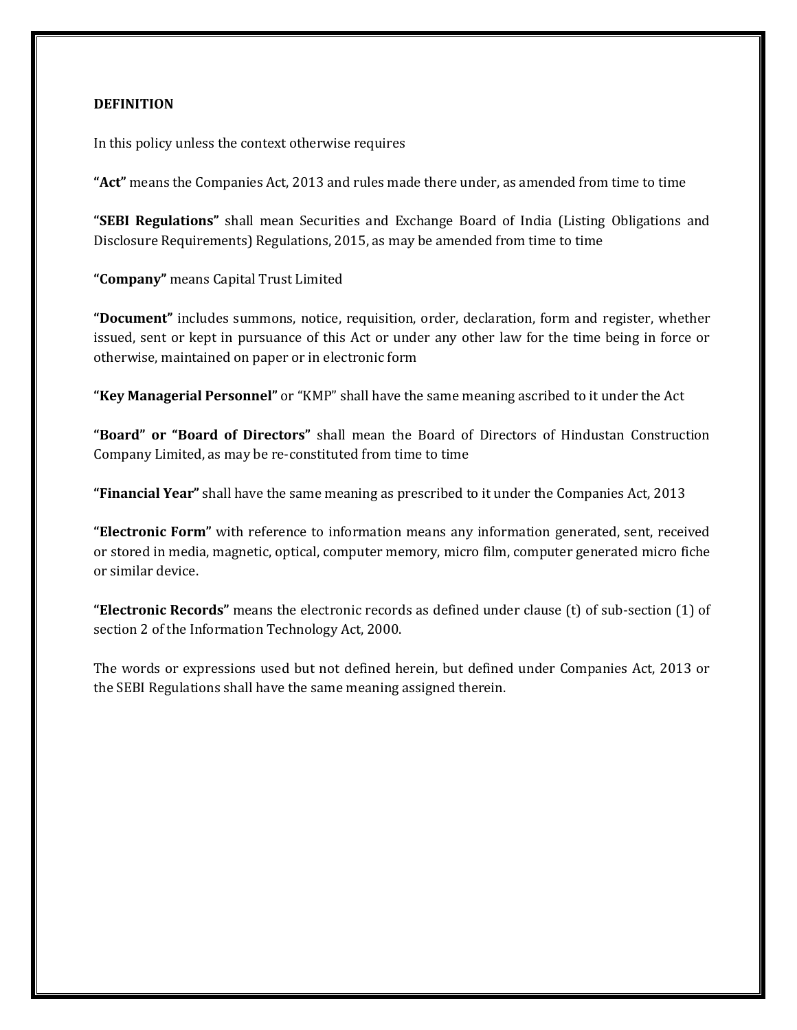**DEFINITION**

In this policy unless the context otherwise requires

**"Act"** means the Companies Act, 2013 and rules made there under, as amended from time to time

**"SEBI Regulations"** shall mean Securities and Exchange Board of India (Listing Obligations and Disclosure Requirements) Regulations, 2015, as may be amended from time to time

**"Company"** means Capital Trust Limited

**"Document"** includes summons, notice, requisition, order, declaration, form and register, whether issued, sent or kept in pursuance of this Act or under any other law for the time being in force or otherwise, maintained on paper or in electronic form

**"Key Managerial Personnel"** or "KMP" shall have the same meaning ascribed to it under the Act

**"Board" or "Board of Directors"** shall mean the Board of Directors of Hindustan Construction Company Limited, as may be re-constituted from time to time

**"Financial Year"** shall have the same meaning as prescribed to it under the Companies Act, 2013

**"Electronic Form"** with reference to information means any information generated, sent, received or stored in media, magnetic, optical, computer memory, micro film, computer generated micro fiche or similar device.

**"Electronic Records"** means the electronic records as defined under clause (t) of sub-section (1) of section 2 of the Information Technology Act, 2000.

The words or expressions used but not defined herein, but defined under Companies Act, 2013 or the SEBI Regulations shall have the same meaning assigned therein.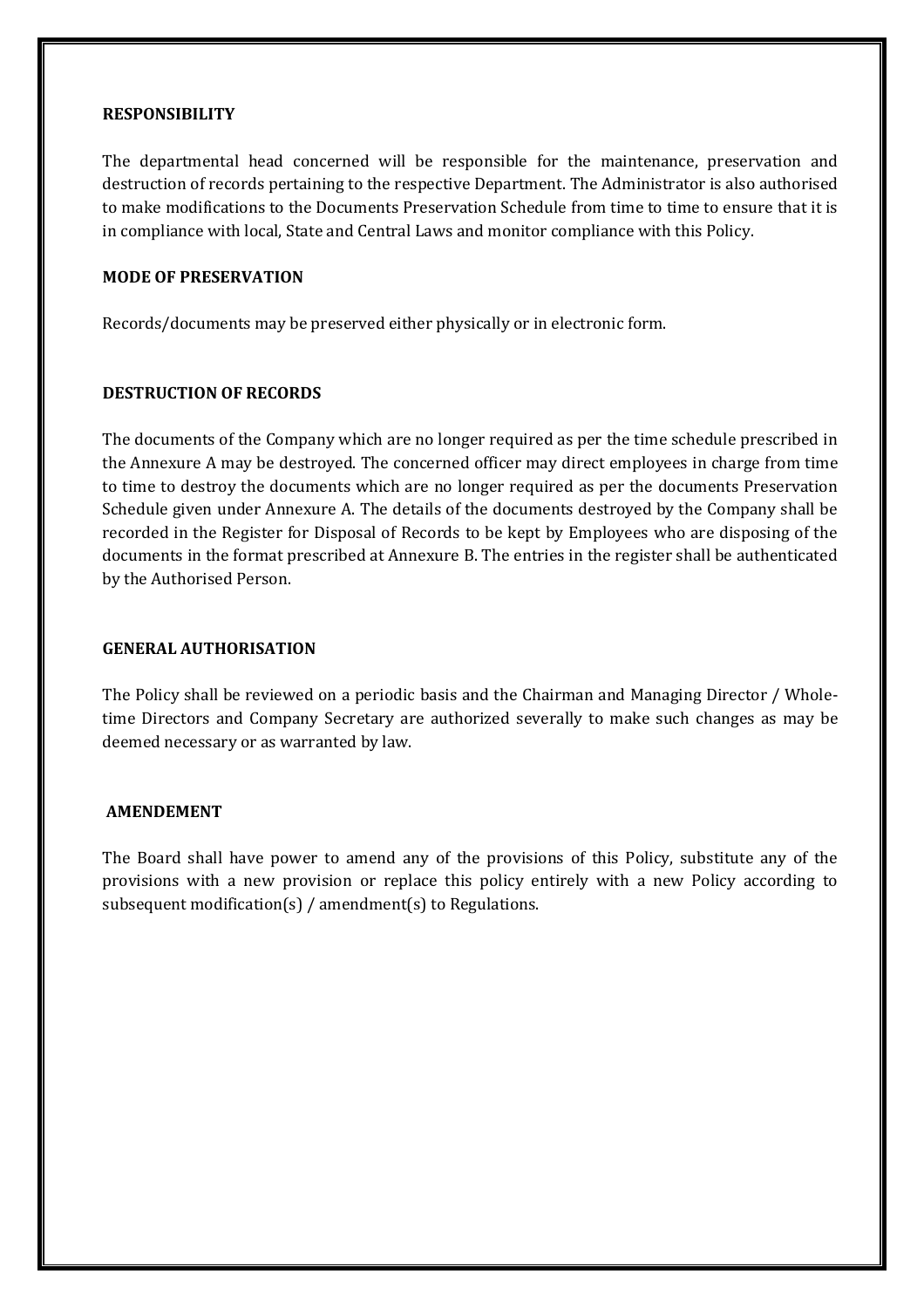**RESPONSIBILITY**

The departmental head concerned will be responsible for the maintenance, preservation and destruction of records pertaining to the respective Department. The Administrator is also authorised to make modifications to the Documents Preservation Schedule from time to time to ensure that it is in compliance with local, State and Central Laws and monitor compliance with this Policy.

**MODE OF PRESERVATION**

Records/documents may be preserved either physically or in electronic form.

**DESTRUCTION OF RECORDS**

The documents of the Company which are no longer required as per the time schedule prescribed in the Annexure A may be destroyed. The concerned officer may direct employees in charge from time to time to destroy the documents which are no longer required as per the documents Preservation Schedule given under Annexure A. The details of the documents destroyed by the Company shall be recorded in the Register for Disposal of Records to be kept by Employees who are disposing of the documents in the format prescribed at Annexure B. The entries in the register shall be authenticated by the Authorised Person.

**GENERAL AUTHORISATION**

The Policy shall be reviewed on a periodic basis and the Chairman and Managing Director / Whole-time Directors and Company Secretary are authorized severally to make such changes as may be deemed necessary or as warranted by law.

**AMENDEMENT**

The Board shall have power to amend any of the provisions of this Policy, substitute any of the provisions with a new provision or replace this policy entirely with a new Policy according to subsequent modification(s) / amendment(s) to Regulations.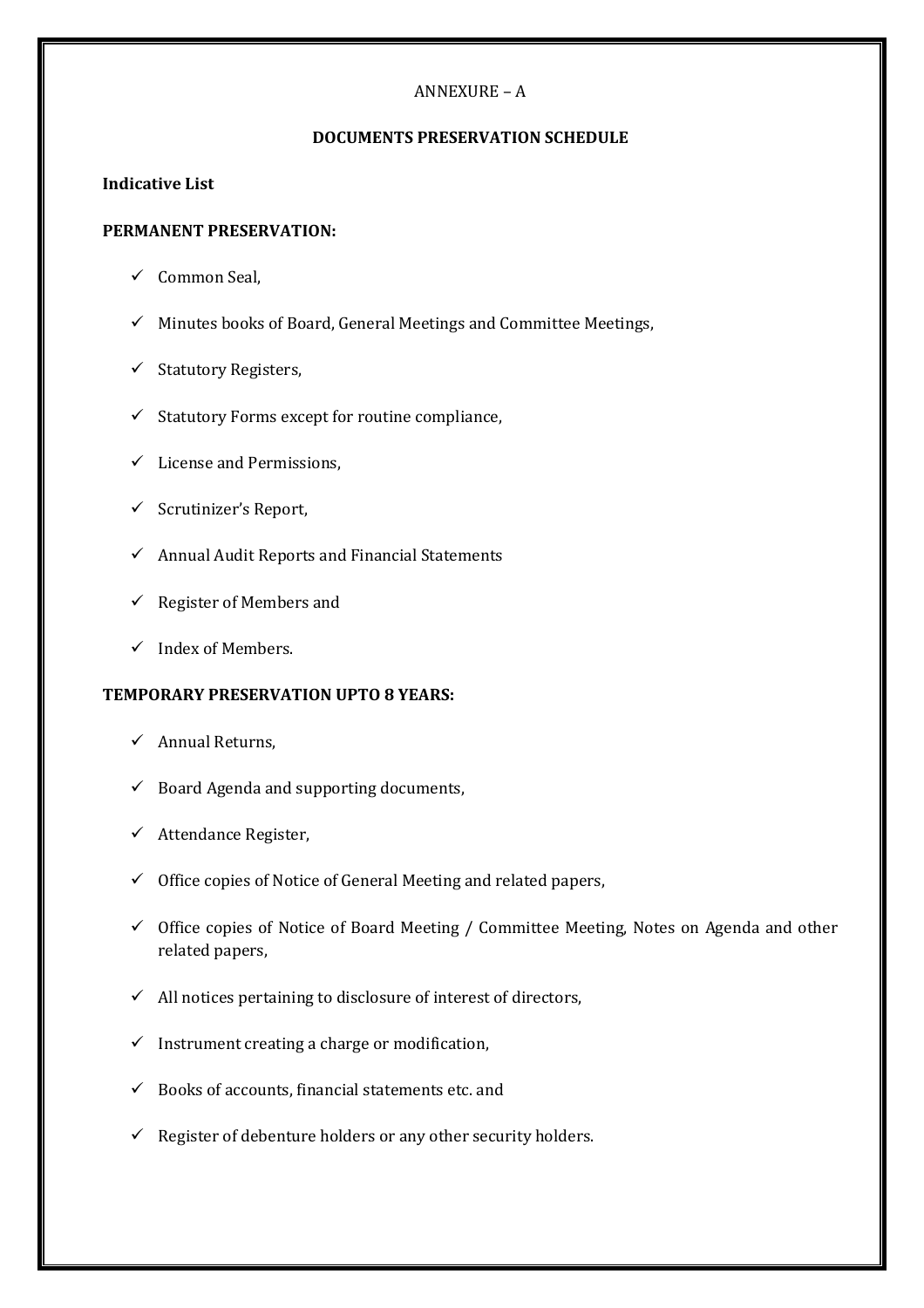ANNEXURE – A

**DOCUMENTS PRESERVATION SCHEDULE**

**Indicative List**

**PERMANENT PRESERVATION:**

- ✓ Common Seal,
- ✓ Minutes books of Board, General Meetings and Committee Meetings,
- ✓ Statutory Registers,
- ✓ Statutory Forms except for routine compliance,
- ✓ License and Permissions,
- ✓ Scrutinizer's Report,
- ✓ Annual Audit Reports and Financial Statements
- ✓ Register of Members and
- ✓ Index of Members.

**TEMPORARY PRESERVATION UPTO 8 YEARS:**

- ✓ Annual Returns,
- ✓ Board Agenda and supporting documents,
- ✓ Attendance Register,
- ✓ Office copies of Notice of General Meeting and related papers,
- ✓ Office copies of Notice of Board Meeting / Committee Meeting, Notes on Agenda and other related papers,
- ✓ All notices pertaining to disclosure of interest of directors,
- ✓ Instrument creating a charge or modification,
- ✓ Books of accounts, financial statements etc. and
- ✓ Register of debenture holders or any other security holders.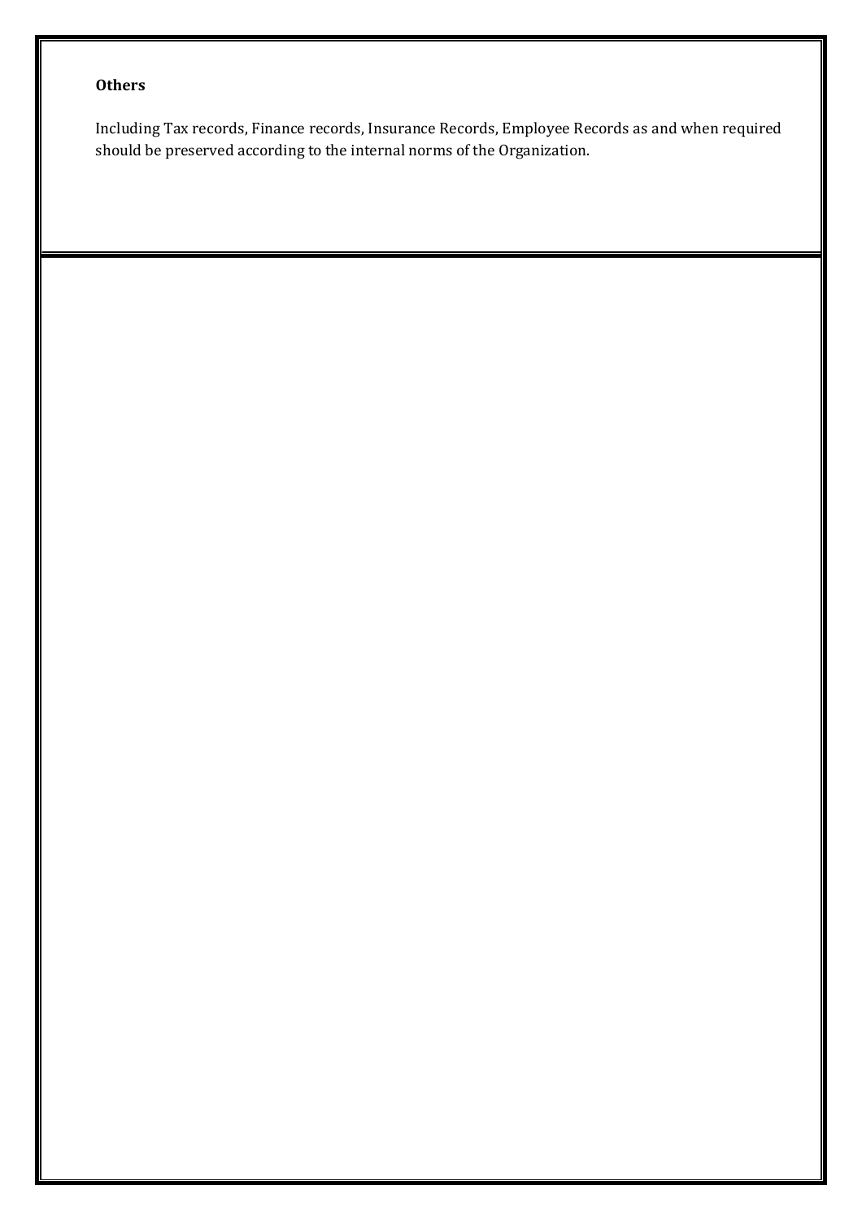**Others**

Including Tax records, Finance records, Insurance Records, Employee Records as and when required should be preserved according to the internal norms of the Organization.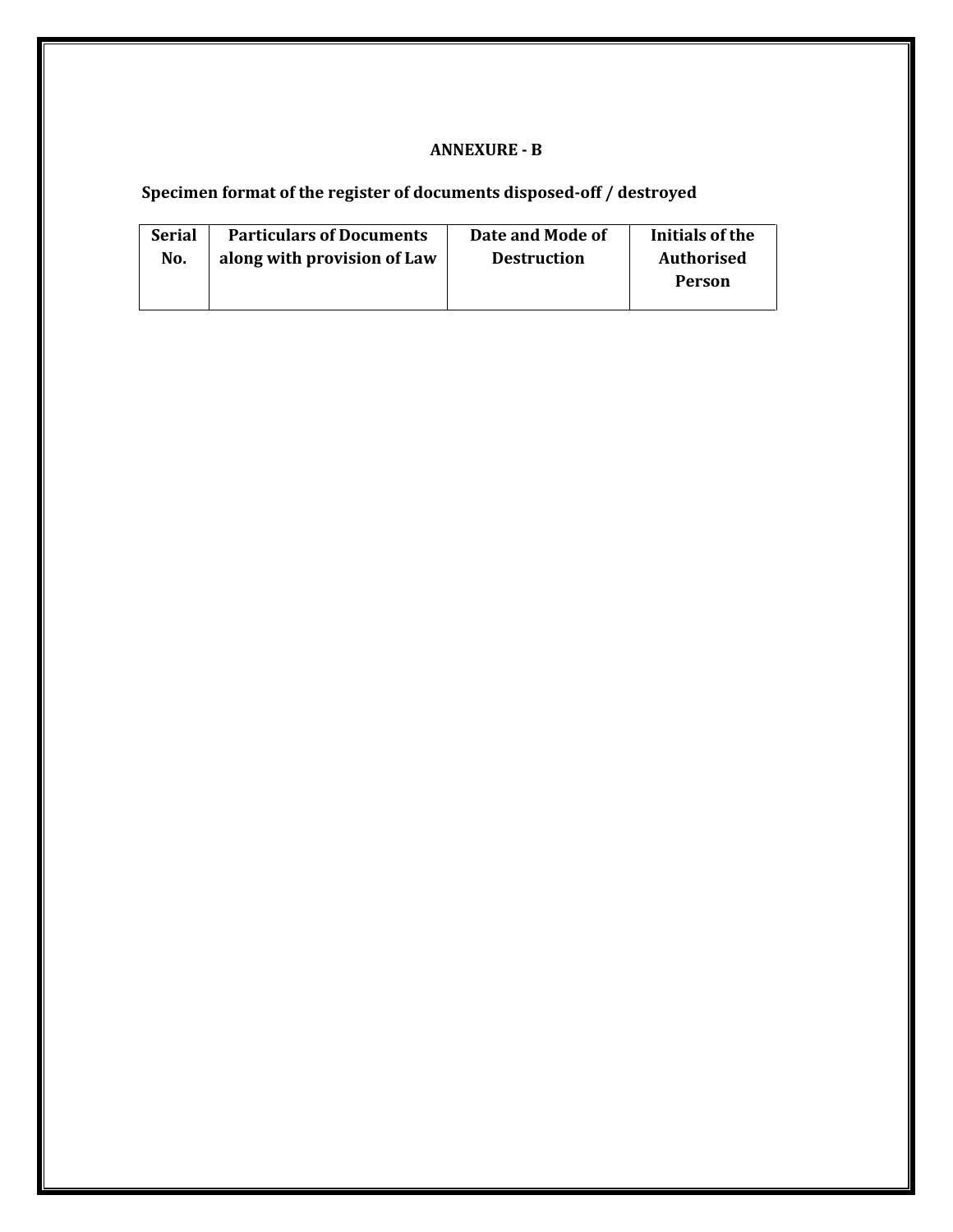## ANNEXURE - B

**Specimen format of the register of documents disposed-off / destroyed**

| Serial No. | Particulars of Documents along with provision of Law | Date and Mode of Destruction | Initials of the Authorised Person |
|---|---|---|---|
| | | | |